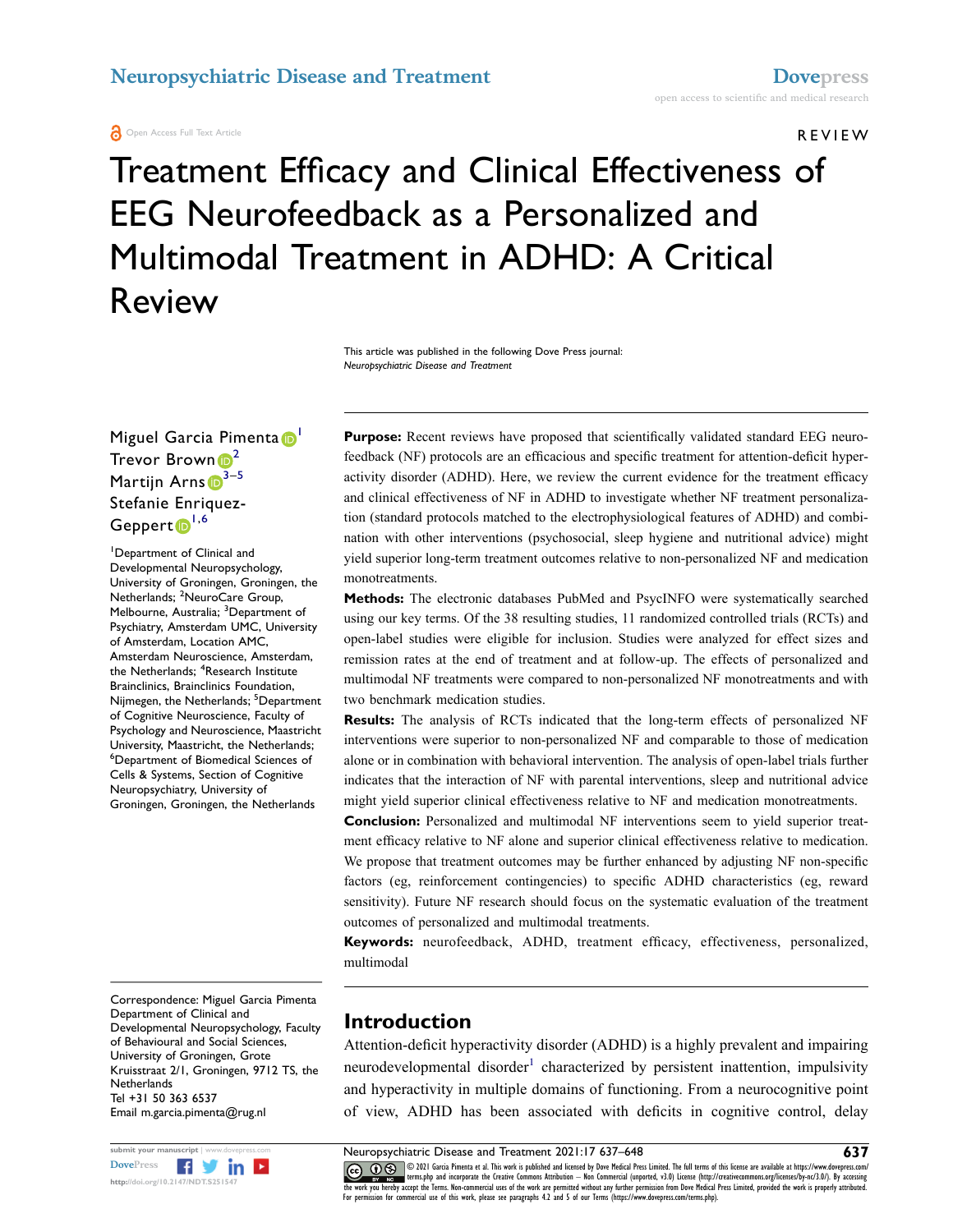REVIEW

# Treatment Efficacy and Clinical Effectiveness of EEG Neurofeedback as a Personalized and Multimodal Treatment in ADHD: A Critical Review

This article was published in the following Dove Press journal:
*Neuropsychiatric Disease and Treatment*

Miguel Garcia Pimenta[1]
Trevor Brown[2]
Martijn Arns[3–5]
Stefanie Enriquez-Geppert[1,6]

[1]Department of Clinical and Developmental Neuropsychology, University of Groningen, Groningen, the Netherlands; [2]NeuroCare Group, Melbourne, Australia; [3]Department of Psychiatry, Amsterdam UMC, University of Amsterdam, Location AMC, Amsterdam Neuroscience, Amsterdam, the Netherlands; [4]Research Institute Brainclinics, Brainclinics Foundation, Nijmegen, the Netherlands; [5]Department of Cognitive Neuroscience, Faculty of Psychology and Neuroscience, Maastricht University, Maastricht, the Netherlands; [6]Department of Biomedical Sciences of Cells & Systems, Section of Cognitive Neuropsychiatry, University of Groningen, Groningen, the Netherlands

Correspondence: Miguel Garcia Pimenta
Department of Clinical and Developmental Neuropsychology, Faculty of Behavioural and Social Sciences, University of Groningen, Grote Kruisstraat 2/1, Groningen, 9712 TS, the Netherlands
Tel +31 50 363 6537
Email m.garcia.pimenta@rug.nl

**Purpose:** Recent reviews have proposed that scientifically validated standard EEG neurofeedback (NF) protocols are an efficacious and specific treatment for attention-deficit hyperactivity disorder (ADHD). Here, we review the current evidence for the treatment efficacy and clinical effectiveness of NF in ADHD to investigate whether NF treatment personalization (standard protocols matched to the electrophysiological features of ADHD) and combination with other interventions (psychosocial, sleep hygiene and nutritional advice) might yield superior long-term treatment outcomes relative to non-personalized NF and medication monotreatments.

**Methods:** The electronic databases PubMed and PsycINFO were systematically searched using our key terms. Of the 38 resulting studies, 11 randomized controlled trials (RCTs) and open-label studies were eligible for inclusion. Studies were analyzed for effect sizes and remission rates at the end of treatment and at follow-up. The effects of personalized and multimodal NF treatments were compared to non-personalized NF monotreatments and with two benchmark medication studies.

**Results:** The analysis of RCTs indicated that the long-term effects of personalized NF interventions were superior to non-personalized NF and comparable to those of medication alone or in combination with behavioral intervention. The analysis of open-label trials further indicates that the interaction of NF with parental interventions, sleep and nutritional advice might yield superior clinical effectiveness relative to NF and medication monotreatments.

**Conclusion:** Personalized and multimodal NF interventions seem to yield superior treatment efficacy relative to NF alone and superior clinical effectiveness relative to medication. We propose that treatment outcomes may be further enhanced by adjusting NF non-specific factors (eg, reinforcement contingencies) to specific ADHD characteristics (eg, reward sensitivity). Future NF research should focus on the systematic evaluation of the treatment outcomes of personalized and multimodal treatments.

**Keywords:** neurofeedback, ADHD, treatment efficacy, effectiveness, personalized, multimodal

## Introduction

Attention-deficit hyperactivity disorder (ADHD) is a highly prevalent and impairing neurodevelopmental disorder[1] characterized by persistent inattention, impulsivity and hyperactivity in multiple domains of functioning. From a neurocognitive point of view, ADHD has been associated with deficits in cognitive control, delay

© 2021 Garcia Pimenta et al. This work is published and licensed by Dove Medical Press Limited. The full terms of this license are available at https://www.dovepress.com/terms.php and incorporate the Creative Commons Attribution – Non Commercial (unported, v3.0) License (http://creativecommons.org/licenses/by-nc/3.0/). By accessing the work you hereby accept the Terms. Non-commercial uses of the work are permitted without any further permission from Dove Medical Press Limited, provided the work is properly attributed. For permission for commercial use of this work, please see paragraphs 4.2 and 5 of our Terms (https://www.dovepress.com/terms.php).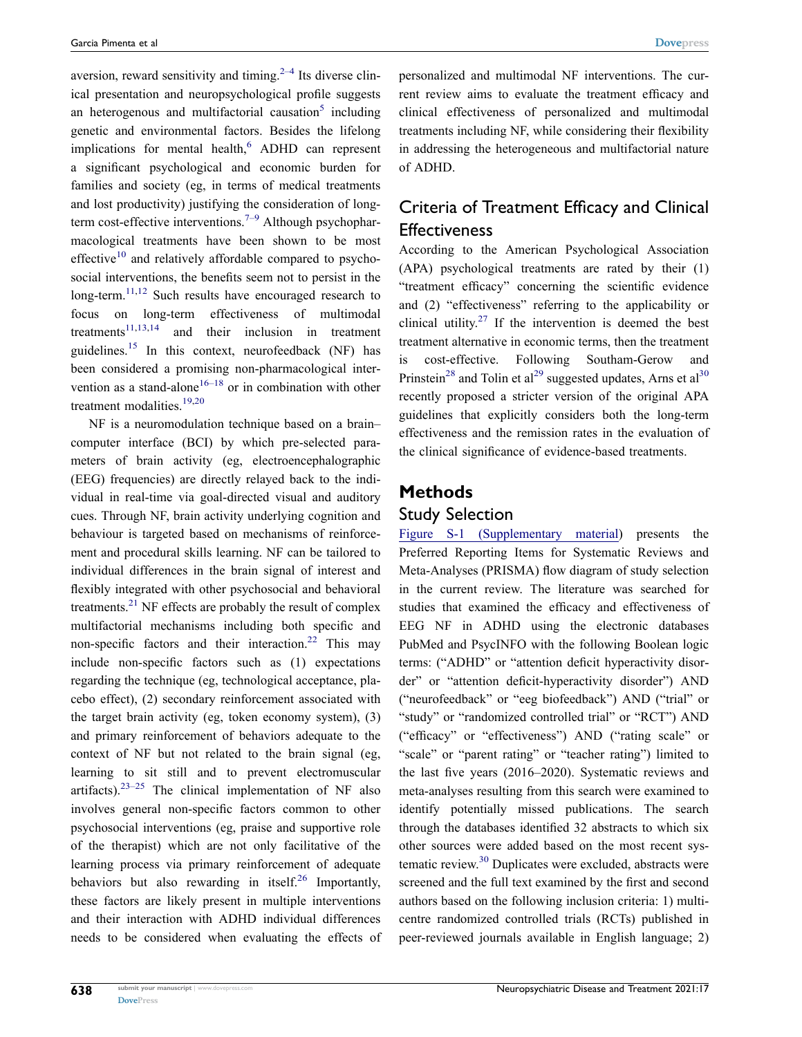aversion, reward sensitivity and timing.[2–4] Its diverse clinical presentation and neuropsychological profile suggests an heterogenous and multifactorial causation[5] including genetic and environmental factors. Besides the lifelong implications for mental health,[6] ADHD can represent a significant psychological and economic burden for families and society (eg, in terms of medical treatments and lost productivity) justifying the consideration of long-term cost-effective interventions.[7–9] Although psychopharmacological treatments have been shown to be most effective[10] and relatively affordable compared to psychosocial interventions, the benefits seem not to persist in the long-term.[11,12] Such results have encouraged research to focus on long-term effectiveness of multimodal treatments[11,13,14] and their inclusion in treatment guidelines.[15] In this context, neurofeedback (NF) has been considered a promising non-pharmacological intervention as a stand-alone[16–18] or in combination with other treatment modalities.[19,20]

NF is a neuromodulation technique based on a brain–computer interface (BCI) by which pre-selected parameters of brain activity (eg, electroencephalographic (EEG) frequencies) are directly relayed back to the individual in real-time via goal-directed visual and auditory cues. Through NF, brain activity underlying cognition and behaviour is targeted based on mechanisms of reinforcement and procedural skills learning. NF can be tailored to individual differences in the brain signal of interest and flexibly integrated with other psychosocial and behavioral treatments.[21] NF effects are probably the result of complex multifactorial mechanisms including both specific and non-specific factors and their interaction.[22] This may include non-specific factors such as (1) expectations regarding the technique (eg, technological acceptance, placebo effect), (2) secondary reinforcement associated with the target brain activity (eg, token economy system), (3) and primary reinforcement of behaviors adequate to the context of NF but not related to the brain signal (eg, learning to sit still and to prevent electromuscular artifacts).[23–25] The clinical implementation of NF also involves general non-specific factors common to other psychosocial interventions (eg, praise and supportive role of the therapist) which are not only facilitative of the learning process via primary reinforcement of adequate behaviors but also rewarding in itself.[26] Importantly, these factors are likely present in multiple interventions and their interaction with ADHD individual differences needs to be considered when evaluating the effects of personalized and multimodal NF interventions. The current review aims to evaluate the treatment efficacy and clinical effectiveness of personalized and multimodal treatments including NF, while considering their flexibility in addressing the heterogeneous and multifactorial nature of ADHD.

## Criteria of Treatment Efficacy and Clinical Effectiveness

According to the American Psychological Association (APA) psychological treatments are rated by their (1) "treatment efficacy" concerning the scientific evidence and (2) "effectiveness" referring to the applicability or clinical utility.[27] If the intervention is deemed the best treatment alternative in economic terms, then the treatment is cost-effective. Following Southam-Gerow and Prinstein[28] and Tolin et al[29] suggested updates, Arns et al[30] recently proposed a stricter version of the original APA guidelines that explicitly considers both the long-term effectiveness and the remission rates in the evaluation of the clinical significance of evidence-based treatments.

# Methods

## Study Selection

Figure S-1 (Supplementary material) presents the Preferred Reporting Items for Systematic Reviews and Meta-Analyses (PRISMA) flow diagram of study selection in the current review. The literature was searched for studies that examined the efficacy and effectiveness of EEG NF in ADHD using the electronic databases PubMed and PsycINFO with the following Boolean logic terms: ("ADHD" or "attention deficit hyperactivity disorder" or "attention deficit-hyperactivity disorder") AND ("neurofeedback" or "eeg biofeedback") AND ("trial" or "study" or "randomized controlled trial" or "RCT") AND ("efficacy" or "effectiveness") AND ("rating scale" or "scale" or "parent rating" or "teacher rating") limited to the last five years (2016–2020). Systematic reviews and meta-analyses resulting from this search were examined to identify potentially missed publications. The search through the databases identified 32 abstracts to which six other sources were added based on the most recent systematic review.[30] Duplicates were excluded, abstracts were screened and the full text examined by the first and second authors based on the following inclusion criteria: 1) multicentre randomized controlled trials (RCTs) published in peer-reviewed journals available in English language; 2)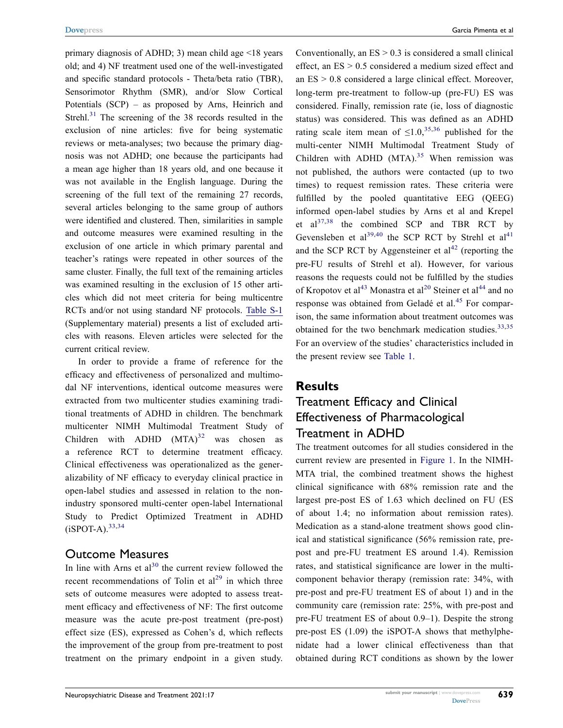primary diagnosis of ADHD; 3) mean child age <18 years old; and 4) NF treatment used one of the well-investigated and specific standard protocols - Theta/beta ratio (TBR), Sensorimotor Rhythm (SMR), and/or Slow Cortical Potentials (SCP) – as proposed by Arns, Heinrich and Strehl.[31] The screening of the 38 records resulted in the exclusion of nine articles: five for being systematic reviews or meta-analyses; two because the primary diagnosis was not ADHD; one because the participants had a mean age higher than 18 years old, and one because it was not available in the English language. During the screening of the full text of the remaining 27 records, several articles belonging to the same group of authors were identified and clustered. Then, similarities in sample and outcome measures were examined resulting in the exclusion of one article in which primary parental and teacher's ratings were repeated in other sources of the same cluster. Finally, the full text of the remaining articles was examined resulting in the exclusion of 15 other articles which did not meet criteria for being multicentre RCTs and/or not using standard NF protocols. Table S-1 (Supplementary material) presents a list of excluded articles with reasons. Eleven articles were selected for the current critical review.

In order to provide a frame of reference for the efficacy and effectiveness of personalized and multimodal NF interventions, identical outcome measures were extracted from two multicenter studies examining traditional treatments of ADHD in children. The benchmark multicenter NIMH Multimodal Treatment Study of Children with ADHD (MTA)[32] was chosen as a reference RCT to determine treatment efficacy. Clinical effectiveness was operationalized as the generalizability of NF efficacy to everyday clinical practice in open-label studies and assessed in relation to the non-industry sponsored multi-center open-label International Study to Predict Optimized Treatment in ADHD (iSPOT-A).[33,34]

## Outcome Measures

In line with Arns et al[30] the current review followed the recent recommendations of Tolin et al[29] in which three sets of outcome measures were adopted to assess treatment efficacy and effectiveness of NF: The first outcome measure was the acute pre-post treatment (pre-post) effect size (ES), expressed as Cohen's d, which reflects the improvement of the group from pre-treatment to post treatment on the primary endpoint in a given study. Conventionally, an ES > 0.3 is considered a small clinical effect, an ES > 0.5 considered a medium sized effect and an ES > 0.8 considered a large clinical effect. Moreover, long-term pre-treatment to follow-up (pre-FU) ES was considered. Finally, remission rate (ie, loss of diagnostic status) was considered. This was defined as an ADHD rating scale item mean of ≤1.0,[35,36] published for the multi-center NIMH Multimodal Treatment Study of Children with ADHD (MTA).[35] When remission was not published, the authors were contacted (up to two times) to request remission rates. These criteria were fulfilled by the pooled quantitative EEG (QEEG) informed open-label studies by Arns et al and Krepel et al[37,38] the combined SCP and TBR RCT by Gevensleben et al[39,40] the SCP RCT by Strehl et al[41] and the SCP RCT by Aggensteiner et al[42] (reporting the pre-FU results of Strehl et al). However, for various reasons the requests could not be fulfilled by the studies of Kropotov et al[43] Monastra et al[20] Steiner et al[44] and no response was obtained from Geladé et al.[45] For comparison, the same information about treatment outcomes was obtained for the two benchmark medication studies.[33,35] For an overview of the studies' characteristics included in the present review see Table 1.

# Results

## Treatment Efficacy and Clinical Effectiveness of Pharmacological Treatment in ADHD

The treatment outcomes for all studies considered in the current review are presented in Figure 1. In the NIMH-MTA trial, the combined treatment shows the highest clinical significance with 68% remission rate and the largest pre-post ES of 1.63 which declined on FU (ES of about 1.4; no information about remission rates). Medication as a stand-alone treatment shows good clinical and statistical significance (56% remission rate, pre-post and pre-FU treatment ES around 1.4). Remission rates, and statistical significance are lower in the multi-component behavior therapy (remission rate: 34%, with pre-post and pre-FU treatment ES of about 1) and in the community care (remission rate: 25%, with pre-post and pre-FU treatment ES of about 0.9–1). Despite the strong pre-post ES (1.09) the iSPOT-A shows that methylphenidate had a lower clinical effectiveness than that obtained during RCT conditions as shown by the lower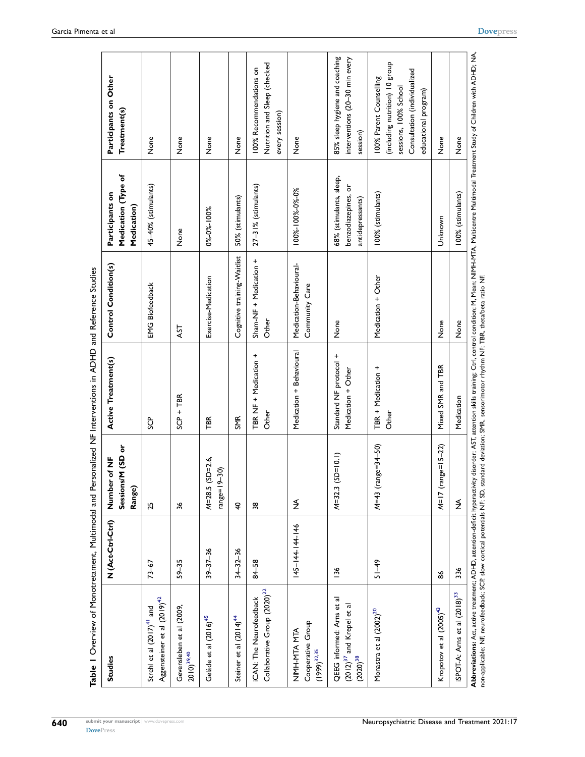**Table 1** Overview of Monotretament, Multimodal and Personalized NF Interventions in ADHD and Reference Studies

| Studies | N (Act-Ctrl-Ctrl) | Number of NF Sessions/M (SD or Range) | Active Treatment(s) | Control Condition(s) | Participants on Medication (Type of Medication) | Participants on Other Treatment(s) |
|---|---|---|---|---|---|---|
| Strehl et al (2017)[41] and Aggensteiner et al (2019)[42] | 73–67 | 25 | SCP | EMG Biofeedback | 45–40% (stimulants) | None |
| Gevensleben et al (2009, 2010)[39,40] | 59–35 | 36 | SCP + TBR | AST | None | None |
| Geladé et al (2016)[45] | 39–37–36 | M=28.5 (SD=2.6, range=19–30) | TBR | Exercise-Medication | 0%-0%-100% | None |
| Steiner et al (2014)[44] | 34–32–36 | 40 | SMR | Cognitive training-Waitlist | 50% (stimulants) | None |
| iCAN: The Neurofeedback Collaborative Group (2020)[22] | 84–58 | 38 | TBR NF + Medication + Other | Sham-NF + Medication + Other | 27–31% (stimulants) | 100% Recommendations on Nutrition and Sleep (checked every session) |
| NIMH-MTA MTA Cooperative Group (1999)[32,35] | 145–144-144-146 | NA | Medication + Behavioural | Medication-Behavioural-Community Care | 100%-100%-0%-0% | None |
| QEEG informed: Arns et al (2012)[37] and Krepel et al (2020)[38] | 136 | M=32.3 (SD=10.1) | Standard NF protocol + Medication + Other | None | 68% (stimulants, sleep, benzodiazepines, or antidepressants) | 85% sleep hygiene and coaching interventions (20–30 min every session) |
| Monastra et al (2002)[20] | 51–49 | M=43 (range=34–50) | TBR + Medication + Other | Medication + Other | 100% (stimulants) | 100% Parent Counselling (including nutrition) 10 group sessions, 100% School Consultation (individualized educational program) |
| Kropotov et al (2005)[43] | 86 | M=17 (range=15–22) | Mixed SMR and TBR | None | Unknown | None |
| iSPOT-A: Arns et al (2018)[33] | 336 | NA | Medication | None | 100% (stimulants) | None |

**Abbreviations:** Act, active treatment; ADHD, attention-deficit hyperactivity disorder; AST, attention skills training; Ctrl, control condition; M, Mean; NIMH-MTA, Multicentre Multimodal Treatment Study of Children with ADHD; NA, non-applicable; NF, neurofeedback; SCP, slow cortical potentials NF; SD, standard deviation; SMR, sensorimotor rhythm NF; TBR, theta/beta ratio NF.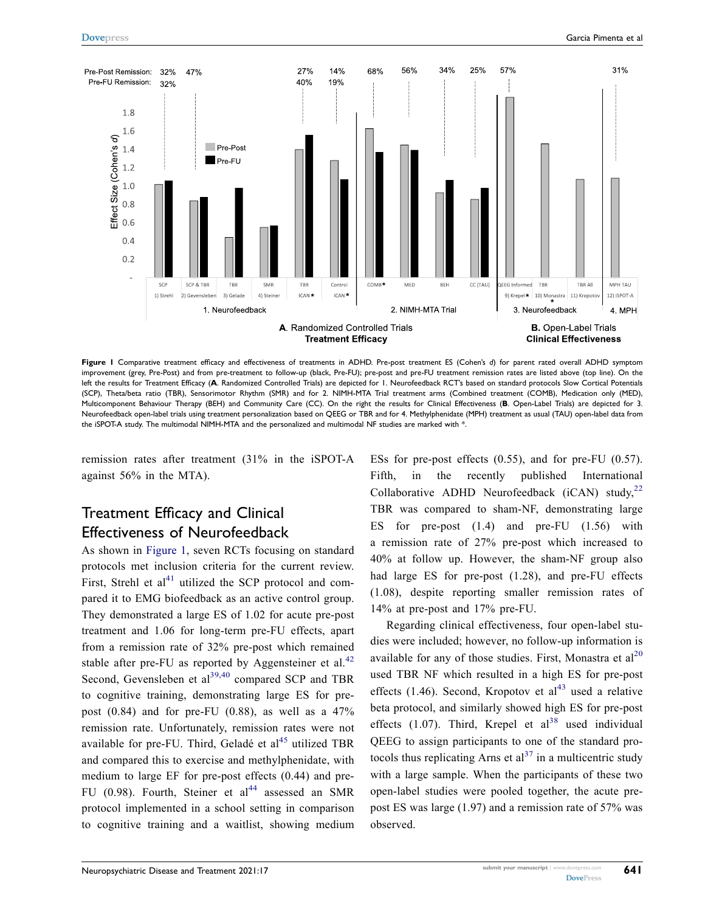Figure 1 Comparative treatment efficacy and effectiveness of treatments in ADHD. Pre-post treatment ES (Cohen's *d*) for parent rated overall ADHD symptom improvement (grey, Pre-Post) and from pre-treatment to follow-up (black, Pre-FU); pre-post and pre-FU treatment remission rates are listed above (top line). On the left the results for Treatment Efficacy (**A**. Randomized Controlled Trials) are depicted for 1. Neurofeedback RCT's based on standard protocols Slow Cortical Potentials (SCP), Theta/beta ratio (TBR), Sensorimotor Rhythm (SMR) and for 2. NIMH-MTA Trial treatment arms (Combined treatment (COMB), Medication only (MED), Multicomponent Behaviour Therapy (BEH) and Community Care (CC). On the right the results for Clinical Effectiveness (**B**. Open-Label Trials) are depicted for 3. Neurofeedback open-label trials using treatment personalization based on QEEG or TBR and for 4. Methylphenidate (MPH) treatment as usual (TAU) open-label data from the iSPOT-A study. The multimodal NIMH-MTA and the personalized and multimodal NF studies are marked with *.

remission rates after treatment (31% in the iSPOT-A against 56% in the MTA).

## Treatment Efficacy and Clinical Effectiveness of Neurofeedback

As shown in Figure 1, seven RCTs focusing on standard protocols met inclusion criteria for the current review. First, Strehl et al[41] utilized the SCP protocol and compared it to EMG biofeedback as an active control group. They demonstrated a large ES of 1.02 for acute pre-post treatment and 1.06 for long-term pre-FU effects, apart from a remission rate of 32% pre-post which remained stable after pre-FU as reported by Aggensteiner et al.[42] Second, Gevensleben et al[39,40] compared SCP and TBR to cognitive training, demonstrating large ES for pre-post (0.84) and for pre-FU (0.88), as well as a 47% remission rate. Unfortunately, remission rates were not available for pre-FU. Third, Geladé et al[45] utilized TBR and compared this to exercise and methylphenidate, with medium to large EF for pre-post effects (0.44) and pre-FU (0.98). Fourth, Steiner et al[44] assessed an SMR protocol implemented in a school setting in comparison to cognitive training and a waitlist, showing medium ESs for pre-post effects (0.55), and for pre-FU (0.57). Fifth, in the recently published International Collaborative ADHD Neurofeedback (iCAN) study,[22] TBR was compared to sham-NF, demonstrating large ES for pre-post (1.4) and pre-FU (1.56) with a remission rate of 27% pre-post which increased to 40% at follow up. However, the sham-NF group also had large ES for pre-post (1.28), and pre-FU effects (1.08), despite reporting smaller remission rates of 14% at pre-post and 17% pre-FU.

Regarding clinical effectiveness, four open-label studies were included; however, no follow-up information is available for any of those studies. First, Monastra et al[20] used TBR NF which resulted in a high ES for pre-post effects (1.46). Second, Kropotov et al[43] used a relative beta protocol, and similarly showed high ES for pre-post effects (1.07). Third, Krepel et al[38] used individual QEEG to assign participants to one of the standard protocols thus replicating Arns et al[37] in a multicentric study with a large sample. When the participants of these two open-label studies were pooled together, the acute pre-post ES was large (1.97) and a remission rate of 57% was observed.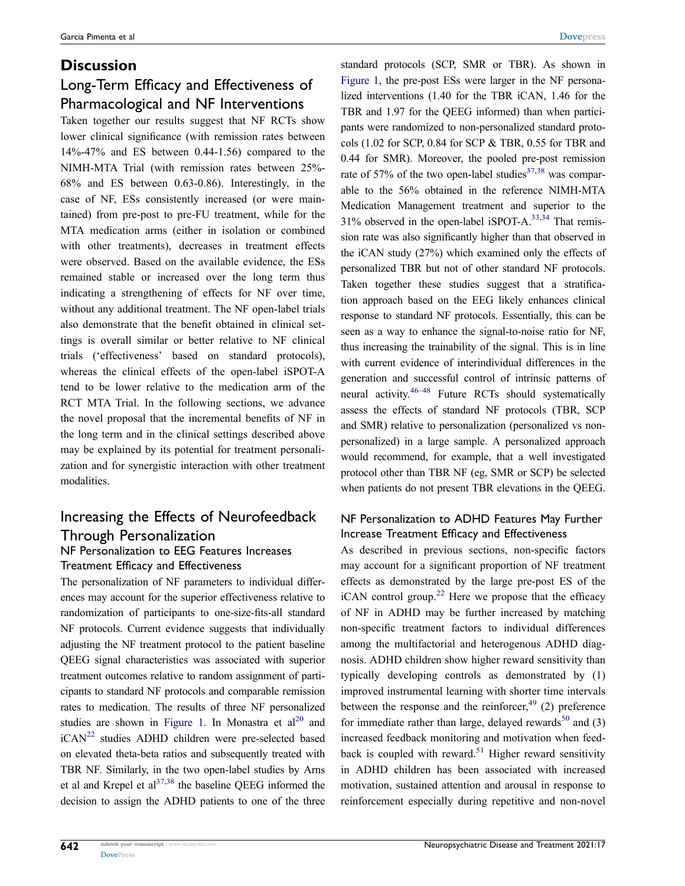## Discussion

### Long-Term Efficacy and Effectiveness of Pharmacological and NF Interventions

Taken together our results suggest that NF RCTs show lower clinical significance (with remission rates between 14%-47% and ES between 0.44-1.56) compared to the NIMH-MTA Trial (with remission rates between 25%-68% and ES between 0.63-0.86). Interestingly, in the case of NF, ESs consistently increased (or were maintained) from pre-post to pre-FU treatment, while for the MTA medication arms (either in isolation or combined with other treatments), decreases in treatment effects were observed. Based on the available evidence, the ESs remained stable or increased over the long term thus indicating a strengthening of effects for NF over time, without any additional treatment. The NF open-label trials also demonstrate that the benefit obtained in clinical settings is overall similar or better relative to NF clinical trials ('effectiveness' based on standard protocols), whereas the clinical effects of the open-label iSPOT-A tend to be lower relative to the medication arm of the RCT MTA Trial. In the following sections, we advance the novel proposal that the incremental benefits of NF in the long term and in the clinical settings described above may be explained by its potential for treatment personalization and for synergistic interaction with other treatment modalities.

### Increasing the Effects of Neurofeedback Through Personalization

#### NF Personalization to EEG Features Increases Treatment Efficacy and Effectiveness

The personalization of NF parameters to individual differences may account for the superior effectiveness relative to randomization of participants to one-size-fits-all standard NF protocols. Current evidence suggests that individually adjusting the NF treatment protocol to the patient baseline QEEG signal characteristics was associated with superior treatment outcomes relative to random assignment of participants to standard NF protocols and comparable remission rates to medication. The results of three NF personalized studies are shown in Figure 1. In Monastra et al[20] and iCAN[22] studies ADHD children were pre-selected based on elevated theta-beta ratios and subsequently treated with TBR NF. Similarly, in the two open-label studies by Arns et al and Krepel et al[37,38] the baseline QEEG informed the decision to assign the ADHD patients to one of the three standard protocols (SCP, SMR or TBR). As shown in Figure 1, the pre-post ESs were larger in the NF personalized interventions (1.40 for the TBR iCAN, 1.46 for the TBR and 1.97 for the QEEG informed) than when participants were randomized to non-personalized standard protocols (1.02 for SCP, 0.84 for SCP & TBR, 0.55 for TBR and 0.44 for SMR). Moreover, the pooled pre-post remission rate of 57% of the two open-label studies[37,38] was comparable to the 56% obtained in the reference NIMH-MTA Medication Management treatment and superior to the 31% observed in the open-label iSPOT-A.[33,34] That remission rate was also significantly higher than that observed in the iCAN study (27%) which examined only the effects of personalized TBR but not of other standard NF protocols. Taken together these studies suggest that a stratification approach based on the EEG likely enhances clinical response to standard NF protocols. Essentially, this can be seen as a way to enhance the signal-to-noise ratio for NF, thus increasing the trainability of the signal. This is in line with current evidence of interindividual differences in the generation and successful control of intrinsic patterns of neural activity.[46–48] Future RCTs should systematically assess the effects of standard NF protocols (TBR, SCP and SMR) relative to personalization (personalized vs non-personalized) in a large sample. A personalized approach would recommend, for example, that a well investigated protocol other than TBR NF (eg, SMR or SCP) be selected when patients do not present TBR elevations in the QEEG.

#### NF Personalization to ADHD Features May Further Increase Treatment Efficacy and Effectiveness

As described in previous sections, non-specific factors may account for a significant proportion of NF treatment effects as demonstrated by the large pre-post ES of the iCAN control group.[22] Here we propose that the efficacy of NF in ADHD may be further increased by matching non-specific treatment factors to individual differences among the multifactorial and heterogenous ADHD diagnosis. ADHD children show higher reward sensitivity than typically developing controls as demonstrated by (1) improved instrumental learning with shorter time intervals between the response and the reinforcer,[49] (2) preference for immediate rather than large, delayed rewards[50] and (3) increased feedback monitoring and motivation when feedback is coupled with reward.[51] Higher reward sensitivity in ADHD children has been associated with increased motivation, sustained attention and arousal in response to reinforcement especially during repetitive and non-novel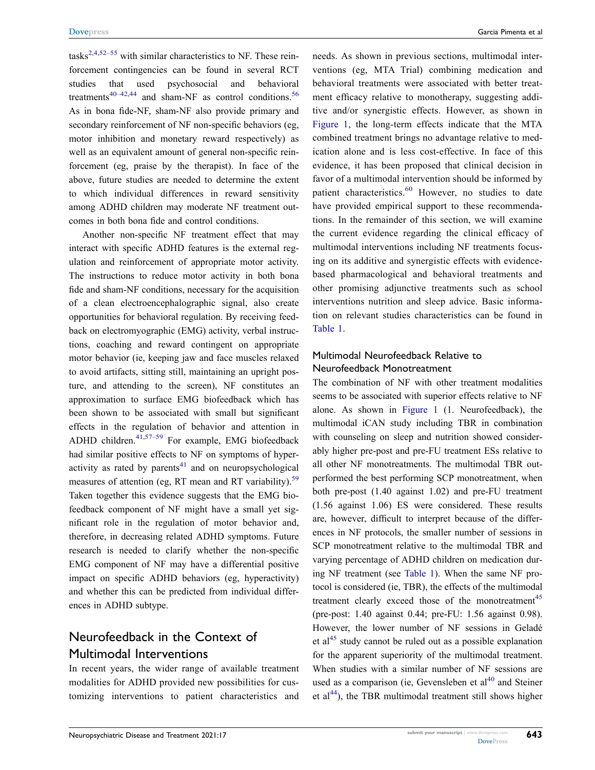tasks[2,4,52–55] with similar characteristics to NF. These reinforcement contingencies can be found in several RCT studies that used psychosocial and behavioral treatments[40–42,44] and sham-NF as control conditions.[56] As in bona fide-NF, sham-NF also provide primary and secondary reinforcement of NF non-specific behaviors (eg, motor inhibition and monetary reward respectively) as well as an equivalent amount of general non-specific reinforcement (eg, praise by the therapist). In face of the above, future studies are needed to determine the extent to which individual differences in reward sensitivity among ADHD children may moderate NF treatment outcomes in both bona fide and control conditions.

Another non-specific NF treatment effect that may interact with specific ADHD features is the external regulation and reinforcement of appropriate motor activity. The instructions to reduce motor activity in both bona fide and sham-NF conditions, necessary for the acquisition of a clean electroencephalographic signal, also create opportunities for behavioral regulation. By receiving feedback on electromyographic (EMG) activity, verbal instructions, coaching and reward contingent on appropriate motor behavior (ie, keeping jaw and face muscles relaxed to avoid artifacts, sitting still, maintaining an upright posture, and attending to the screen), NF constitutes an approximation to surface EMG biofeedback which has been shown to be associated with small but significant effects in the regulation of behavior and attention in ADHD children.[41,57–59] For example, EMG biofeedback had similar positive effects to NF on symptoms of hyperactivity as rated by parents[41] and on neuropsychological measures of attention (eg, RT mean and RT variability).[59] Taken together this evidence suggests that the EMG biofeedback component of NF might have a small yet significant role in the regulation of motor behavior and, therefore, in decreasing related ADHD symptoms. Future research is needed to clarify whether the non-specific EMG component of NF may have a differential positive impact on specific ADHD behaviors (eg, hyperactivity) and whether this can be predicted from individual differences in ADHD subtype.

## Neurofeedback in the Context of Multimodal Interventions

In recent years, the wider range of available treatment modalities for ADHD provided new possibilities for customizing interventions to patient characteristics and needs. As shown in previous sections, multimodal interventions (eg, MTA Trial) combining medication and behavioral treatments were associated with better treatment efficacy relative to monotherapy, suggesting additive and/or synergistic effects. However, as shown in Figure 1, the long-term effects indicate that the MTA combined treatment brings no advantage relative to medication alone and is less cost-effective. In face of this evidence, it has been proposed that clinical decision in favor of a multimodal intervention should be informed by patient characteristics.[60] However, no studies to date have provided empirical support to these recommendations. In the remainder of this section, we will examine the current evidence regarding the clinical efficacy of multimodal interventions including NF treatments focusing on its additive and synergistic effects with evidence-based pharmacological and behavioral treatments and other promising adjunctive treatments such as school interventions nutrition and sleep advice. Basic information on relevant studies characteristics can be found in Table 1.

### Multimodal Neurofeedback Relative to Neurofeedback Monotreatment

The combination of NF with other treatment modalities seems to be associated with superior effects relative to NF alone. As shown in Figure 1 (1. Neurofeedback), the multimodal iCAN study including TBR in combination with counseling on sleep and nutrition showed considerably higher pre-post and pre-FU treatment ESs relative to all other NF monotreatments. The multimodal TBR outperformed the best performing SCP monotreatment, when both pre-post (1.40 against 1.02) and pre-FU (1.56 against 1.06) ES were considered. These results are, however, difficult to interpret because of the differences in NF protocols, the smaller number of sessions in SCP monotreatment relative to the multimodal TBR and varying percentage of ADHD children on medication during NF treatment (see Table 1). When the same NF protocol is considered (ie, TBR), the effects of the multimodal treatment clearly exceed those of the monotreatment[45] (pre-post: 1.40 against 0.44; pre-FU: 1.56 against 0.98). However, the lower number of NF sessions in Geladé et al[45] study cannot be ruled out as a possible explanation for the apparent superiority of the multimodal treatment. When studies with a similar number of NF sessions are used as a comparison (ie, Gevensleben et al[40] and Steiner et al[44]), the TBR multimodal treatment still shows higher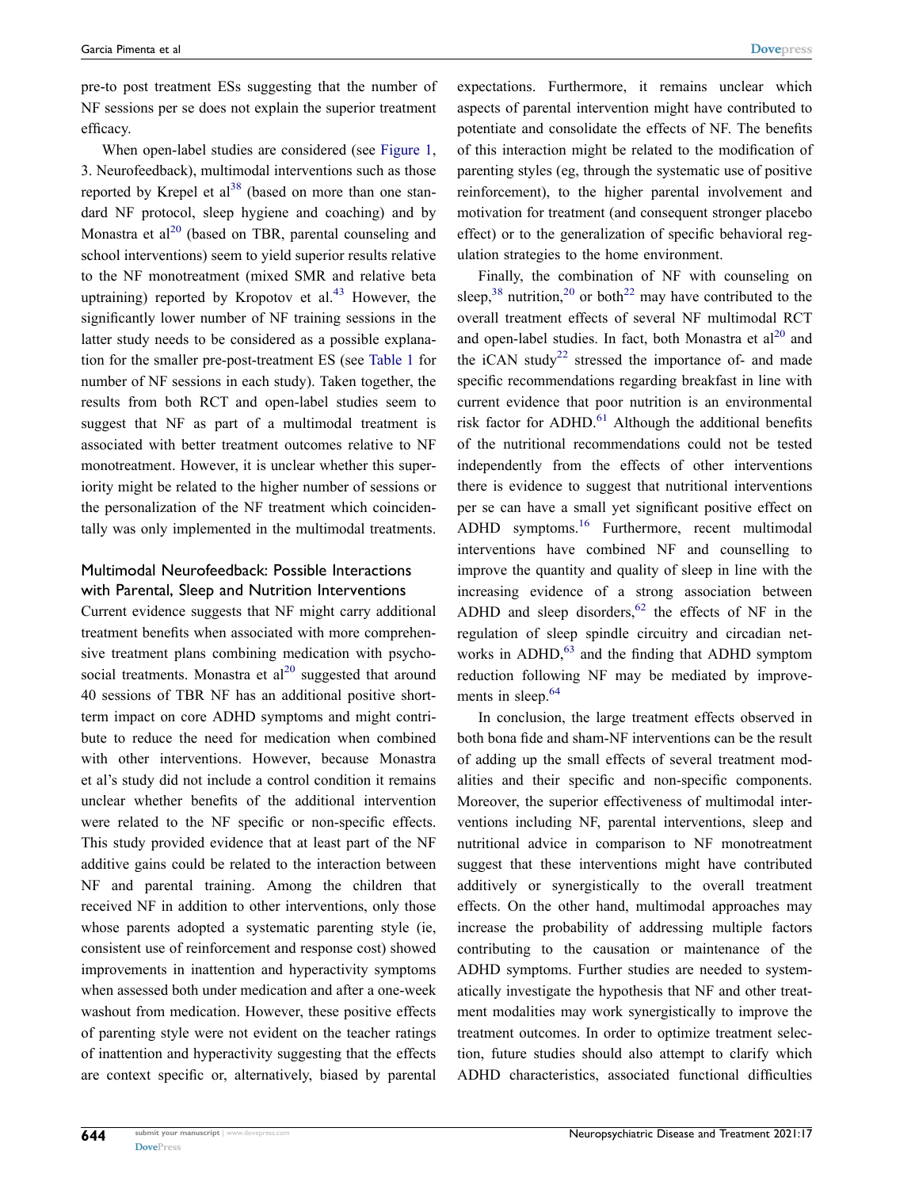pre-to post treatment ESs suggesting that the number of NF sessions per se does not explain the superior treatment efficacy.

When open-label studies are considered (see Figure 1, 3. Neurofeedback), multimodal interventions such as those reported by Krepel et al[38] (based on more than one standard NF protocol, sleep hygiene and coaching) and by Monastra et al[20] (based on TBR, parental counseling and school interventions) seem to yield superior results relative to the NF monotreatment (mixed SMR and relative beta uptraining) reported by Kropotov et al.[43] However, the significantly lower number of NF training sessions in the latter study needs to be considered as a possible explanation for the smaller pre-post-treatment ES (see Table 1 for number of NF sessions in each study). Taken together, the results from both RCT and open-label studies seem to suggest that NF as part of a multimodal treatment is associated with better treatment outcomes relative to NF monotreatment. However, it is unclear whether this superiority might be related to the higher number of sessions or the personalization of the NF treatment which coincidentally was only implemented in the multimodal treatments.

### Multimodal Neurofeedback: Possible Interactions with Parental, Sleep and Nutrition Interventions

Current evidence suggests that NF might carry additional treatment benefits when associated with more comprehensive treatment plans combining medication with psychosocial treatments. Monastra et al[20] suggested that around 40 sessions of TBR NF has an additional positive short-term impact on core ADHD symptoms and might contribute to reduce the need for medication when combined with other interventions. However, because Monastra et al's study did not include a control condition it remains unclear whether benefits of the additional intervention were related to the NF specific or non-specific effects. This study provided evidence that at least part of the NF additive gains could be related to the interaction between NF and parental training. Among the children that received NF in addition to other interventions, only those whose parents adopted a systematic parenting style (ie, consistent use of reinforcement and response cost) showed improvements in inattention and hyperactivity symptoms when assessed both under medication and after a one-week washout from medication. However, these positive effects of parenting style were not evident on the teacher ratings of inattention and hyperactivity suggesting that the effects are context specific or, alternatively, biased by parental expectations. Furthermore, it remains unclear which aspects of parental intervention might have contributed to potentiate and consolidate the effects of NF. The benefits of this interaction might be related to the modification of parenting styles (eg, through the systematic use of positive reinforcement), to the higher parental involvement and motivation for treatment (and consequent stronger placebo effect) or to the generalization of specific behavioral regulation strategies to the home environment.

Finally, the combination of NF with counseling on sleep,[38] nutrition,[20] or both[22] may have contributed to the overall treatment effects of several NF multimodal RCT and open-label studies. In fact, both Monastra et al[20] and the iCAN study[22] stressed the importance of- and made specific recommendations regarding breakfast in line with current evidence that poor nutrition is an environmental risk factor for ADHD.[61] Although the additional benefits of the nutritional recommendations could not be tested independently from the effects of other interventions there is evidence to suggest that nutritional interventions per se can have a small yet significant positive effect on ADHD symptoms.[16] Furthermore, recent multimodal interventions have combined NF and counselling to improve the quantity and quality of sleep in line with the increasing evidence of a strong association between ADHD and sleep disorders,[62] the effects of NF in the regulation of sleep spindle circuitry and circadian networks in ADHD,[63] and the finding that ADHD symptom reduction following NF may be mediated by improvements in sleep.[64]

In conclusion, the large treatment effects observed in both bona fide and sham-NF interventions can be the result of adding up the small effects of several treatment modalities and their specific and non-specific components. Moreover, the superior effectiveness of multimodal interventions including NF, parental interventions, sleep and nutritional advice in comparison to NF monotreatment suggest that these interventions might have contributed additively or synergistically to the overall treatment effects. On the other hand, multimodal approaches may increase the probability of addressing multiple factors contributing to the causation or maintenance of the ADHD symptoms. Further studies are needed to systematically investigate the hypothesis that NF and other treatment modalities may work synergistically to improve the treatment outcomes. In order to optimize treatment selection, future studies should also attempt to clarify which ADHD characteristics, associated functional difficulties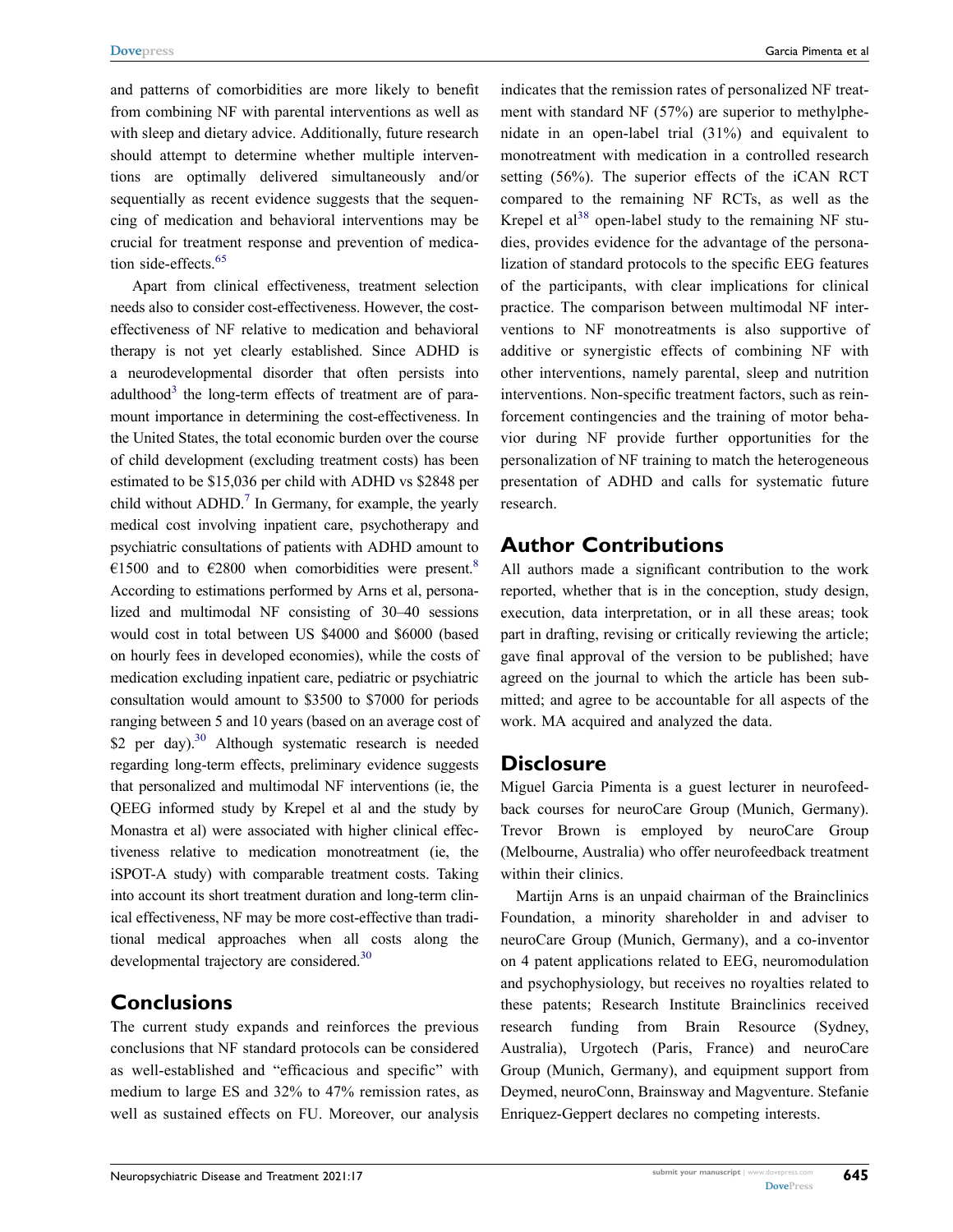and patterns of comorbidities are more likely to benefit from combining NF with parental interventions as well as with sleep and dietary advice. Additionally, future research should attempt to determine whether multiple interventions are optimally delivered simultaneously and/or sequentially as recent evidence suggests that the sequencing of medication and behavioral interventions may be crucial for treatment response and prevention of medication side-effects.[65]

Apart from clinical effectiveness, treatment selection needs also to consider cost-effectiveness. However, the cost-effectiveness of NF relative to medication and behavioral therapy is not yet clearly established. Since ADHD is a neurodevelopmental disorder that often persists into adulthood[3] the long-term effects of treatment are of paramount importance in determining the cost-effectiveness. In the United States, the total economic burden over the course of child development (excluding treatment costs) has been estimated to be $15,036 per child with ADHD vs $2848 per child without ADHD.[7] In Germany, for example, the yearly medical cost involving inpatient care, psychotherapy and psychiatric consultations of patients with ADHD amount to €1500 and to €2800 when comorbidities were present.[8] According to estimations performed by Arns et al, personalized and multimodal NF consisting of 30–40 sessions would cost in total between US $4000 and $6000 (based on hourly fees in developed economies), while the costs of medication excluding inpatient care, pediatric or psychiatric consultation would amount to $3500 to $7000 for periods ranging between 5 and 10 years (based on an average cost of $2 per day).[30] Although systematic research is needed regarding long-term effects, preliminary evidence suggests that personalized and multimodal NF interventions (ie, the QEEG informed study by Krepel et al and the study by Monastra et al) were associated with higher clinical effectiveness relative to medication monotreatment (ie, the iSPOT-A study) with comparable treatment costs. Taking into account its short treatment duration and long-term clinical effectiveness, NF may be more cost-effective than traditional medical approaches when all costs along the developmental trajectory are considered.[30]

## Conclusions

The current study expands and reinforces the previous conclusions that NF standard protocols can be considered as well-established and "efficacious and specific" with medium to large ES and 32% to 47% remission rates, as well as sustained effects on FU. Moreover, our analysis indicates that the remission rates of personalized NF treatment with standard NF (57%) are superior to methylphenidate in an open-label trial (31%) and equivalent to monotreatment with medication in a controlled research setting (56%). The superior effects of the iCAN RCT compared to the remaining NF RCTs, as well as the Krepel et al[38] open-label study to the remaining NF studies, provides evidence for the advantage of the personalization of standard protocols to the specific EEG features of the participants, with clear implications for clinical practice. The comparison between multimodal NF interventions to NF monotreatments is also supportive of additive or synergistic effects of combining NF with other interventions, namely parental, sleep and nutrition interventions. Non-specific treatment factors, such as reinforcement contingencies and the training of motor behavior during NF provide further opportunities for the personalization of NF training to match the heterogeneous presentation of ADHD and calls for systematic future research.

## Author Contributions

All authors made a significant contribution to the work reported, whether that is in the conception, study design, execution, data interpretation, or in all these areas; took part in drafting, revising or critically reviewing the article; gave final approval of the version to be published; have agreed on the journal to which the article has been submitted; and agree to be accountable for all aspects of the work. MA acquired and analyzed the data.

## Disclosure

Miguel Garcia Pimenta is a guest lecturer in neurofeedback courses for neuroCare Group (Munich, Germany). Trevor Brown is employed by neuroCare Group (Melbourne, Australia) who offer neurofeedback treatment within their clinics.

Martijn Arns is an unpaid chairman of the Brainclinics Foundation, a minority shareholder in and adviser to neuroCare Group (Munich, Germany), and a co-inventor on 4 patent applications related to EEG, neuromodulation and psychophysiology, but receives no royalties related to these patents; Research Institute Brainclinics received research funding from Brain Resource (Sydney, Australia), Urgotech (Paris, France) and neuroCare Group (Munich, Germany), and equipment support from Deymed, neuroConn, Brainsway and Magventure. Stefanie Enriquez-Geppert declares no competing interests.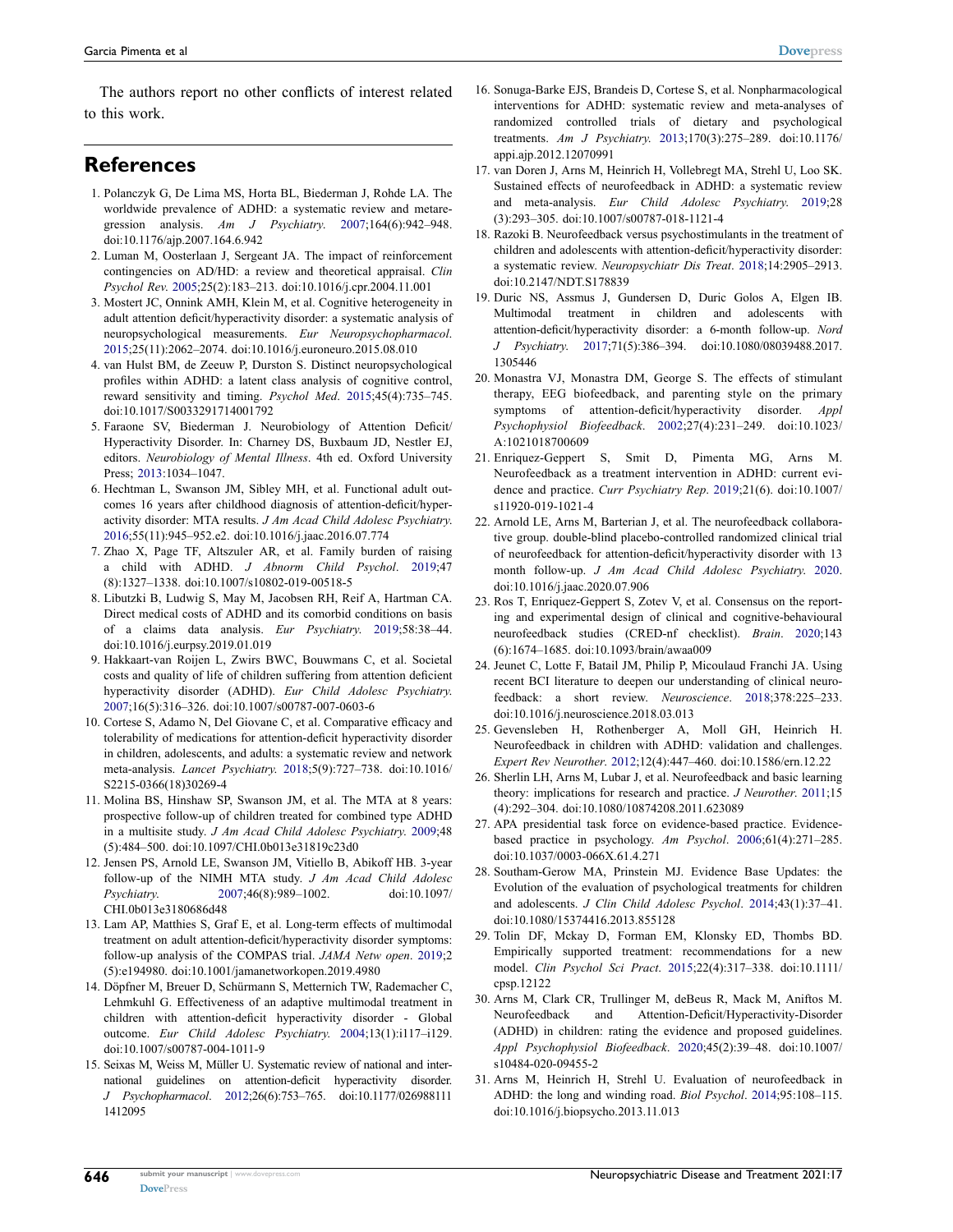The authors report no other conflicts of interest related to this work.

## References

1. Polanczyk G, De Lima MS, Horta BL, Biederman J, Rohde LA. The worldwide prevalence of ADHD: a systematic review and metaregression analysis. *Am J Psychiatry*. 2007;164(6):942–948. doi:10.1176/ajp.2007.164.6.942
2. Luman M, Oosterlaan J, Sergeant JA. The impact of reinforcement contingencies on AD/HD: a review and theoretical appraisal. *Clin Psychol Rev*. 2005;25(2):183–213. doi:10.1016/j.cpr.2004.11.001
3. Mostert JC, Onnink AMH, Klein M, et al. Cognitive heterogeneity in adult attention deficit/hyperactivity disorder: a systematic analysis of neuropsychological measurements. *Eur Neuropsychopharmacol*. 2015;25(11):2062–2074. doi:10.1016/j.euroneuro.2015.08.010
4. van Hulst BM, de Zeeuw P, Durston S. Distinct neuropsychological profiles within ADHD: a latent class analysis of cognitive control, reward sensitivity and timing. *Psychol Med*. 2015;45(4):735–745. doi:10.1017/S0033291714001792
5. Faraone SV, Biederman J. Neurobiology of Attention Deficit/ Hyperactivity Disorder. In: Charney DS, Buxbaum JD, Nestler EJ, editors. *Neurobiology of Mental Illness*. 4th ed. Oxford University Press; 2013:1034–1047.
6. Hechtman L, Swanson JM, Sibley MH, et al. Functional adult outcomes 16 years after childhood diagnosis of attention-deficit/hyperactivity disorder: MTA results. *J Am Acad Child Adolesc Psychiatry*. 2016;55(11):945–952.e2. doi:10.1016/j.jaac.2016.07.774
7. Zhao X, Page TF, Altszuler AR, et al. Family burden of raising a child with ADHD. *J Abnorm Child Psychol*. 2019;47 (8):1327–1338. doi:10.1007/s10802-019-00518-5
8. Libutzki B, Ludwig S, May M, Jacobsen RH, Reif A, Hartman CA. Direct medical costs of ADHD and its comorbid conditions on basis of a claims data analysis. *Eur Psychiatry*. 2019;58:38–44. doi:10.1016/j.eurpsy.2019.01.019
9. Hakkaart-van Roijen L, Zwirs BWC, Bouwmans C, et al. Societal costs and quality of life of children suffering from attention deficient hyperactivity disorder (ADHD). *Eur Child Adolesc Psychiatry*. 2007;16(5):316–326. doi:10.1007/s00787-007-0603-6
10. Cortese S, Adamo N, Del Giovane C, et al. Comparative efficacy and tolerability of medications for attention-deficit hyperactivity disorder in children, adolescents, and adults: a systematic review and network meta-analysis. *Lancet Psychiatry*. 2018;5(9):727–738. doi:10.1016/S2215-0366(18)30269-4
11. Molina BS, Hinshaw SP, Swanson JM, et al. The MTA at 8 years: prospective follow-up of children treated for combined type ADHD in a multisite study. *J Am Acad Child Adolesc Psychiatry*. 2009;48 (5):484–500. doi:10.1097/CHI.0b013e31819c23d0
12. Jensen PS, Arnold LE, Swanson JM, Vitiello B, Abikoff HB. 3-year follow-up of the NIMH MTA study. *J Am Acad Child Adolesc Psychiatry*. 2007;46(8):989–1002. doi:10.1097/CHI.0b013e3180686d48
13. Lam AP, Matthies S, Graf E, et al. Long-term effects of multimodal treatment on adult attention-deficit/hyperactivity disorder symptoms: follow-up analysis of the COMPAS trial. *JAMA Netw open*. 2019;2 (5):e194980. doi:10.1001/jamanetworkopen.2019.4980
14. Döpfner M, Breuer D, Schürmann S, Metternich TW, Rademacher C, Lehmkuhl G. Effectiveness of an adaptive multimodal treatment in children with attention-deficit hyperactivity disorder - Global outcome. *Eur Child Adolesc Psychiatry*. 2004;13(1):i117–i129. doi:10.1007/s00787-004-1011-9
15. Seixas M, Weiss M, Müller U. Systematic review of national and international guidelines on attention-deficit hyperactivity disorder. *J Psychopharmacol*. 2012;26(6):753–765. doi:10.1177/0269881111412095
16. Sonuga-Barke EJS, Brandeis D, Cortese S, et al. Nonpharmacological interventions for ADHD: systematic review and meta-analyses of randomized controlled trials of dietary and psychological treatments. *Am J Psychiatry*. 2013;170(3):275–289. doi:10.1176/appi.ajp.2012.12070991
17. van Doren J, Arns M, Heinrich H, Vollebregt MA, Strehl U, Loo SK. Sustained effects of neurofeedback in ADHD: a systematic review and meta-analysis. *Eur Child Adolesc Psychiatry*. 2019;28 (3):293–305. doi:10.1007/s00787-018-1121-4
18. Razoki B. Neurofeedback versus psychostimulants in the treatment of children and adolescents with attention-deficit/hyperactivity disorder: a systematic review. *Neuropsychiatr Dis Treat*. 2018;14:2905–2913. doi:10.2147/NDT.S178839
19. Duric NS, Assmus J, Gundersen D, Duric Golos A, Elgen IB. Multimodal treatment in children and adolescents with attention-deficit/hyperactivity disorder: a 6-month follow-up. *Nord J Psychiatry*. 2017;71(5):386–394. doi:10.1080/08039488.2017.1305446
20. Monastra VJ, Monastra DM, George S. The effects of stimulant therapy, EEG biofeedback, and parenting style on the primary symptoms of attention-deficit/hyperactivity disorder. *Appl Psychophysiol Biofeedback*. 2002;27(4):231–249. doi:10.1023/A:1021018700609
21. Enriquez-Geppert S, Smit D, Pimenta MG, Arns M. Neurofeedback as a treatment intervention in ADHD: current evidence and practice. *Curr Psychiatry Rep*. 2019;21(6). doi:10.1007/s11920-019-1021-4
22. Arnold LE, Arns M, Barterian J, et al. The neurofeedback collaborative group. double-blind placebo-controlled randomized clinical trial of neurofeedback for attention-deficit/hyperactivity disorder with 13 month follow-up. *J Am Acad Child Adolesc Psychiatry*. 2020. doi:10.1016/j.jaac.2020.07.906
23. Ros T, Enriquez-Geppert S, Zotev V, et al. Consensus on the reporting and experimental design of clinical and cognitive-behavioural neurofeedback studies (CRED-nf checklist). *Brain*. 2020;143 (6):1674–1685. doi:10.1093/brain/awaa009
24. Jeunet C, Lotte F, Batail JM, Philip P, Micoulaud Franchi JA. Using recent BCI literature to deepen our understanding of clinical neurofeedback: a short review. *Neuroscience*. 2018;378:225–233. doi:10.1016/j.neuroscience.2018.03.013
25. Gevensleben H, Rothenberger A, Moll GH, Heinrich H. Neurofeedback in children with ADHD: validation and challenges. *Expert Rev Neurother*. 2012;12(4):447–460. doi:10.1586/ern.12.22
26. Sherlin LH, Arns M, Lubar J, et al. Neurofeedback and basic learning theory: implications for research and practice. *J Neurother*. 2011;15 (4):292–304. doi:10.1080/10874208.2011.623089
27. APA presidential task force on evidence-based practice. Evidence-based practice in psychology. *Am Psychol*. 2006;61(4):271–285. doi:10.1037/0003-066X.61.4.271
28. Southam-Gerow MA, Prinstein MJ. Evidence Base Updates: the Evolution of the evaluation of psychological treatments for children and adolescents. *J Clin Child Adolesc Psychol*. 2014;43(1):37–41. doi:10.1080/15374416.2013.855128
29. Tolin DF, Mckay D, Forman EM, Klonsky ED, Thombs BD. Empirically supported treatment: recommendations for a new model. *Clin Psychol Sci Pract*. 2015;22(4):317–338. doi:10.1111/cpsp.12122
30. Arns M, Clark CR, Trullinger M, deBeus R, Mack M, Aniftos M. Neurofeedback and Attention-Deficit/Hyperactivity-Disorder (ADHD) in children: rating the evidence and proposed guidelines. *Appl Psychophysiol Biofeedback*. 2020;45(2):39–48. doi:10.1007/s10484-020-09455-2
31. Arns M, Heinrich H, Strehl U. Evaluation of neurofeedback in ADHD: the long and winding road. *Biol Psychol*. 2014;95:108–115. doi:10.1016/j.biopsycho.2013.11.013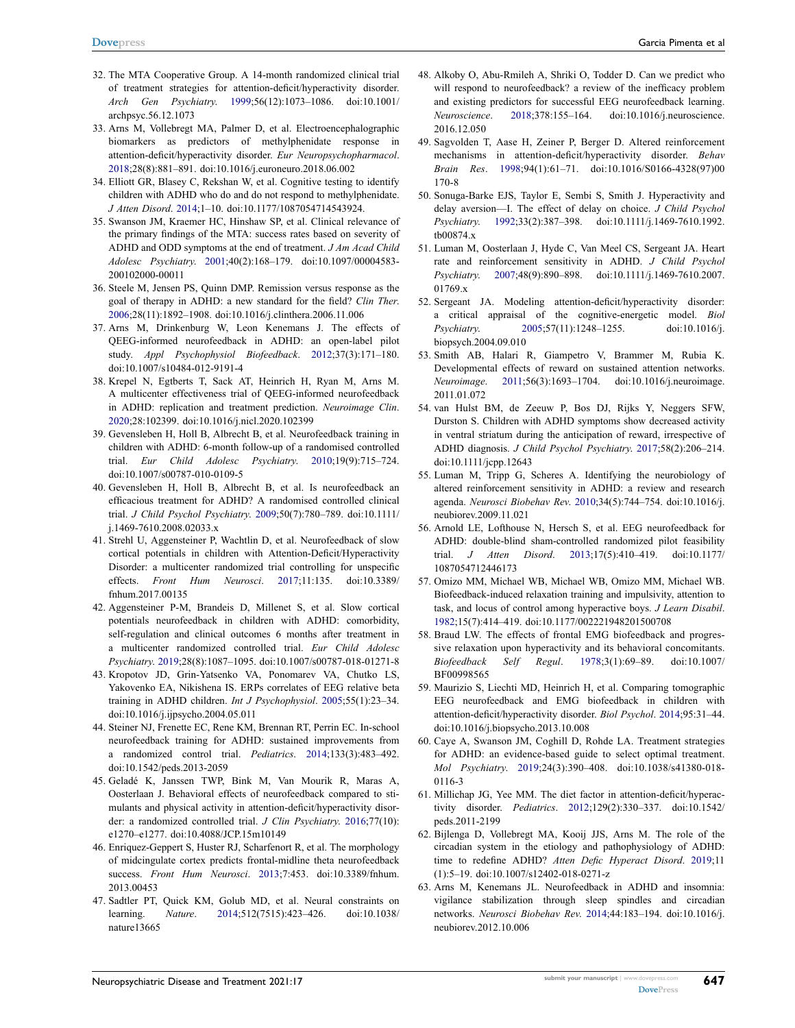32. The MTA Cooperative Group. A 14-month randomized clinical trial of treatment strategies for attention-deficit/hyperactivity disorder. *Arch Gen Psychiatry*. 1999;56(12):1073–1086. doi:10.1001/archpsyc.56.12.1073
33. Arns M, Vollebregt MA, Palmer D, et al. Electroencephalographic biomarkers as predictors of methylphenidate response in attention-deficit/hyperactivity disorder. *Eur Neuropsychopharmacol*. 2018;28(8):881–891. doi:10.1016/j.euroneuro.2018.06.002
34. Elliott GR, Blasey C, Rekshan W, et al. Cognitive testing to identify children with ADHD who do and do not respond to methylphenidate. *J Atten Disord*. 2014;1–10. doi:10.1177/1087054714543924.
35. Swanson JM, Kraemer HC, Hinshaw SP, et al. Clinical relevance of the primary findings of the MTA: success rates based on severity of ADHD and ODD symptoms at the end of treatment. *J Am Acad Child Adolesc Psychiatry*. 2001;40(2):168–179. doi:10.1097/00004583-200102000-00011
36. Steele M, Jensen PS, Quinn DMP. Remission versus response as the goal of therapy in ADHD: a new standard for the field? *Clin Ther*. 2006;28(11):1892–1908. doi:10.1016/j.clinthera.2006.11.006
37. Arns M, Drinkenburg W, Leon Kenemans J. The effects of QEEG-informed neurofeedback in ADHD: an open-label pilot study. *Appl Psychophysiol Biofeedback*. 2012;37(3):171–180. doi:10.1007/s10484-012-9191-4
38. Krepel N, Egtberts T, Sack AT, Heinrich H, Ryan M, Arns M. A multicenter effectiveness trial of QEEG-informed neurofeedback in ADHD: replication and treatment prediction. *Neuroimage Clin*. 2020;28:102399. doi:10.1016/j.nicl.2020.102399
39. Gevensleben H, Holl B, Albrecht B, et al. Neurofeedback training in children with ADHD: 6-month follow-up of a randomised controlled trial. *Eur Child Adolesc Psychiatry*. 2010;19(9):715–724. doi:10.1007/s00787-010-0109-5
40. Gevensleben H, Holl B, Albrecht B, et al. Is neurofeedback an efficacious treatment for ADHD? A randomised controlled clinical trial. *J Child Psychol Psychiatry*. 2009;50(7):780–789. doi:10.1111/j.1469-7610.2008.02033.x
41. Strehl U, Aggensteiner P, Wachtlin D, et al. Neurofeedback of slow cortical potentials in children with Attention-Deficit/Hyperactivity Disorder: a multicenter randomized trial controlling for unspecific effects. *Front Hum Neurosci*. 2017;11:135. doi:10.3389/fnhum.2017.00135
42. Aggensteiner P-M, Brandeis D, Millenet S, et al. Slow cortical potentials neurofeedback in children with ADHD: comorbidity, self-regulation and clinical outcomes 6 months after treatment in a multicenter randomized controlled trial. *Eur Child Adolesc Psychiatry*. 2019;28(8):1087–1095. doi:10.1007/s00787-018-01271-8
43. Kropotov JD, Grin-Yatsenko VA, Ponomarev VA, Chutko LS, Yakovenko EA, Nikishena IS. ERPs correlates of EEG relative beta training in ADHD children. *Int J Psychophysiol*. 2005;55(1):23–34. doi:10.1016/j.ijpsycho.2004.05.011
44. Steiner NJ, Frenette EC, Rene KM, Brennan RT, Perrin EC. In-school neurofeedback training for ADHD: sustained improvements from a randomized control trial. *Pediatrics*. 2014;133(3):483–492. doi:10.1542/peds.2013-2059
45. Geladé K, Janssen TWP, Bink M, Van Mourik R, Maras A, Oosterlaan J. Behavioral effects of neurofeedback compared to stimulants and physical activity in attention-deficit/hyperactivity disorder: a randomized controlled trial. *J Clin Psychiatry*. 2016;77(10):e1270–e1277. doi:10.4088/JCP.15m10149
46. Enriquez-Geppert S, Huster RJ, Scharfenort R, et al. The morphology of midcingulate cortex predicts frontal-midline theta neurofeedback success. *Front Hum Neurosci*. 2013;7:453. doi:10.3389/fnhum.2013.00453
47. Sadtler PT, Quick KM, Golub MD, et al. Neural constraints on learning. *Nature*. 2014;512(7515):423–426. doi:10.1038/nature13665
48. Alkoby O, Abu-Rmileh A, Shriki O, Todder D. Can we predict who will respond to neurofeedback? a review of the inefficacy problem and existing predictors for successful EEG neurofeedback learning. *Neuroscience*. 2018;378:155–164. doi:10.1016/j.neuroscience.2016.12.050
49. Sagvolden T, Aase H, Zeiner P, Berger D. Altered reinforcement mechanisms in attention-deficit/hyperactivity disorder. *Behav Brain Res*. 1998;94(1):61–71. doi:10.1016/S0166-4328(97)00170-8
50. Sonuga-Barke EJS, Taylor E, Sembi S, Smith J. Hyperactivity and delay aversion—I. The effect of delay on choice. *J Child Psychol Psychiatry*. 1992;33(2):387–398. doi:10.1111/j.1469-7610.1992.tb00874.x
51. Luman M, Oosterlaan J, Hyde C, Van Meel CS, Sergeant JA. Heart rate and reinforcement sensitivity in ADHD. *J Child Psychol Psychiatry*. 2007;48(9):890–898. doi:10.1111/j.1469-7610.2007.01769.x
52. Sergeant JA. Modeling attention-deficit/hyperactivity disorder: a critical appraisal of the cognitive-energetic model. *Biol Psychiatry*. 2005;57(11):1248–1255. doi:10.1016/j.biopsych.2004.09.010
53. Smith AB, Halari R, Giampetro V, Brammer M, Rubia K. Developmental effects of reward on sustained attention networks. *Neuroimage*. 2011;56(3):1693–1704. doi:10.1016/j.neuroimage.2011.01.072
54. van Hulst BM, de Zeeuw P, Bos DJ, Rijks Y, Neggers SFW, Durston S. Children with ADHD symptoms show decreased activity in ventral striatum during the anticipation of reward, irrespective of ADHD diagnosis. *J Child Psychol Psychiatry*. 2017;58(2):206–214. doi:10.1111/jcpp.12643
55. Luman M, Tripp G, Scheres A. Identifying the neurobiology of altered reinforcement sensitivity in ADHD: a review and research agenda. *Neurosci Biobehav Rev*. 2010;34(5):744–754. doi:10.1016/j.neubiorev.2009.11.021
56. Arnold LE, Lofthouse N, Hersch S, et al. EEG neurofeedback for ADHD: double-blind sham-controlled randomized pilot feasibility trial. *J Atten Disord*. 2013;17(5):410–419. doi:10.1177/1087054712446173
57. Omizo MM, Michael WB, Michael WB, Omizo MM, Michael WB. Biofeedback-induced relaxation training and impulsivity, attention to task, and locus of control among hyperactive boys. *J Learn Disabil*. 1982;15(7):414–419. doi:10.1177/002221948201500708
58. Braud LW. The effects of frontal EMG biofeedback and progressive relaxation upon hyperactivity and its behavioral concomitants. *Biofeedback Self Regul*. 1978;3(1):69–89. doi:10.1007/BF00998565
59. Maurizio S, Liechti MD, Heinrich H, et al. Comparing tomographic EEG neurofeedback and EMG biofeedback in children with attention-deficit/hyperactivity disorder. *Biol Psychol*. 2014;95:31–44. doi:10.1016/j.biopsycho.2013.10.008
60. Caye A, Swanson JM, Coghill D, Rohde LA. Treatment strategies for ADHD: an evidence-based guide to select optimal treatment. *Mol Psychiatry*. 2019;24(3):390–408. doi:10.1038/s41380-018-0116-3
61. Millichap JG, Yee MM. The diet factor in attention-deficit/hyperactivity disorder. *Pediatrics*. 2012;129(2):330–337. doi:10.1542/peds.2011-2199
62. Bijlenga D, Vollebregt MA, Kooij JJS, Arns M. The role of the circadian system in the etiology and pathophysiology of ADHD: time to redefine ADHD? *Atten Defic Hyperact Disord*. 2019;11(1):5–19. doi:10.1007/s12402-018-0271-z
63. Arns M, Kenemans JL. Neurofeedback in ADHD and insomnia: vigilance stabilization through sleep spindles and circadian networks. *Neurosci Biobehav Rev*. 2014;44:183–194. doi:10.1016/j.neubiorev.2012.10.006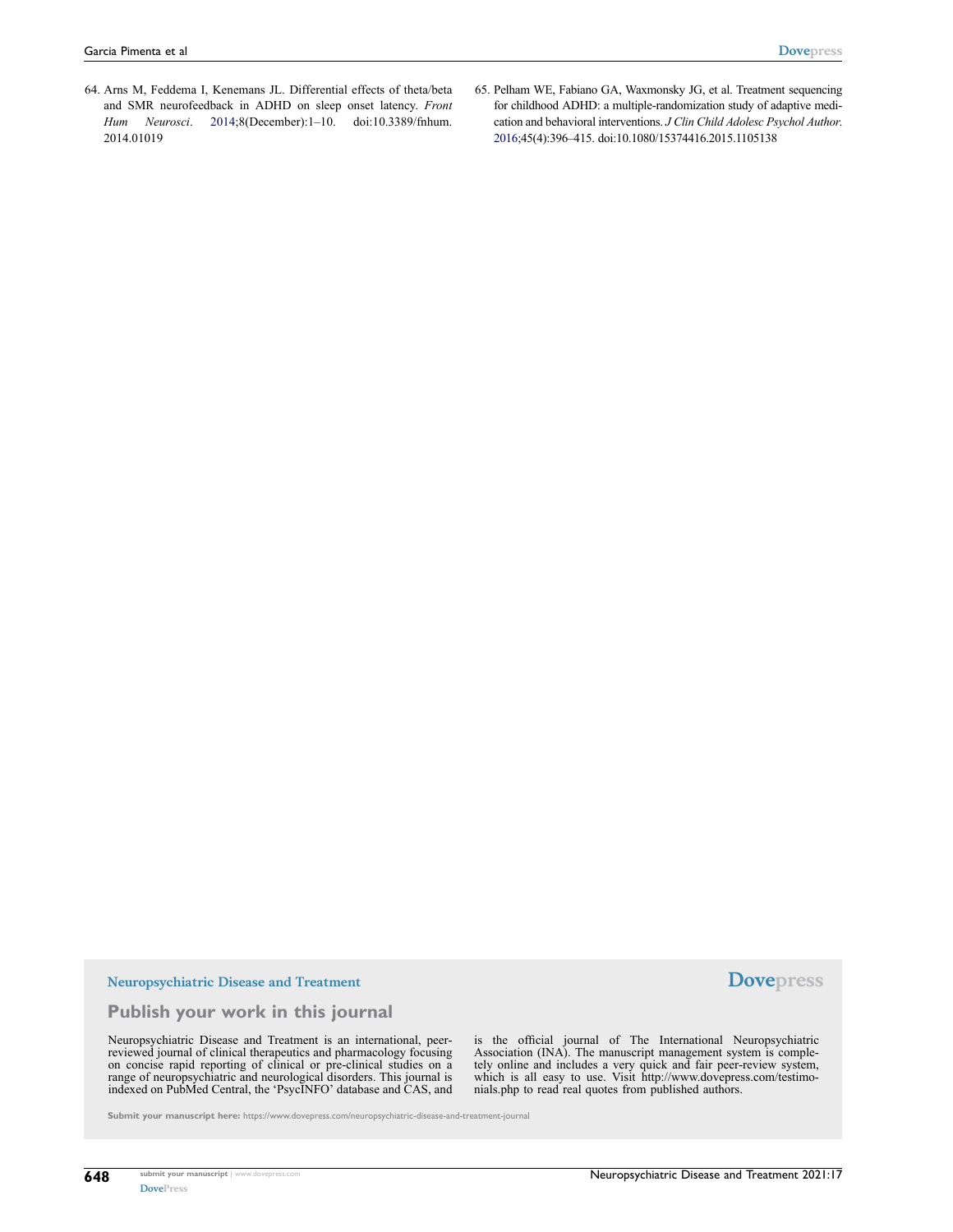64. Arns M, Feddema I, Kenemans JL. Differential effects of theta/beta and SMR neurofeedback in ADHD on sleep onset latency. *Front Hum Neurosci*. 2014;8(December):1–10. doi:10.3389/fnhum.2014.01019

65. Pelham WE, Fabiano GA, Waxmonsky JG, et al. Treatment sequencing for childhood ADHD: a multiple-randomization study of adaptive medication and behavioral interventions. *J Clin Child Adolesc Psychol Author*. 2016;45(4):396–415. doi:10.1080/15374416.2015.1105138

**Neuropsychiatric Disease and Treatment**

**Publish your work in this journal**

Neuropsychiatric Disease and Treatment is an international, peer-reviewed journal of clinical therapeutics and pharmacology focusing on concise rapid reporting of clinical or pre-clinical studies on a range of neuropsychiatric and neurological disorders. This journal is indexed on PubMed Central, the 'PsycINFO' database and CAS, and is the official journal of The International Neuropsychiatric Association (INA). The manuscript management system is completely online and includes a very quick and fair peer-review system, which is all easy to use. Visit http://www.dovepress.com/testimonials.php to read real quotes from published authors.

**Submit your manuscript here:** https://www.dovepress.com/neuropsychiatric-disease-and-treatment-journal